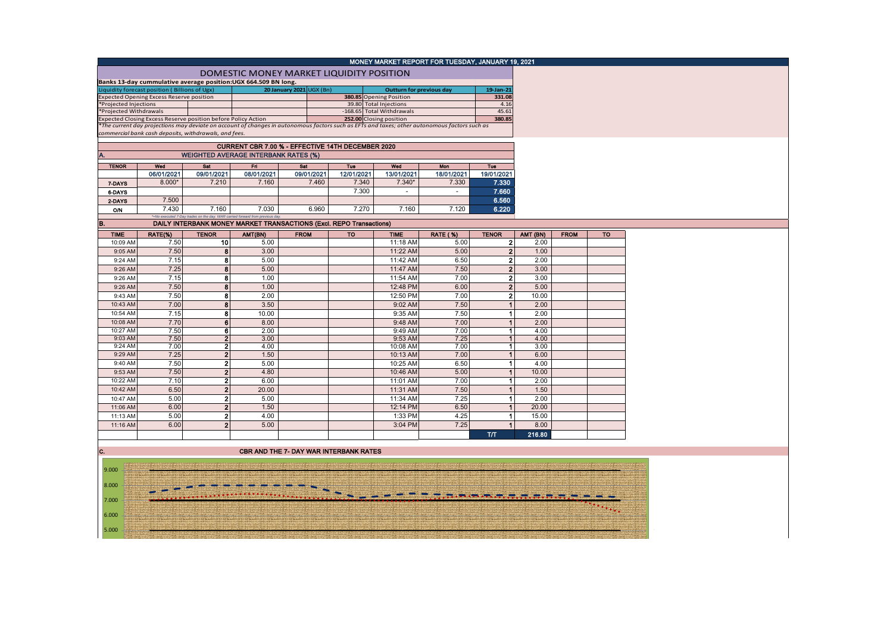# MONEY MARKET REPORT FOR TUESDAY, JANUARY 19, 2021

## DOMESTIC MONEY MARKET LIQUIDITY POSITION

**Banks 13-day cummulative average position:UGX 664.509 BN long.**

| Liquidity forecast position ( Billions of Ugx) | 20 January 2021 UGX (Bn) | Outturn for previous day | 19-Jan-21 |
|---|---|---|---|
| Expected Opening Excess Reserve position | 380.85 | Opening Position | 331.08 |
| *Projected Injections | 39.80 | Total Injections | 4.16 |
| *Projected Withdrawals | -168.65 | Total Withdrawals | 45.61 |
| Expected Closing Excess Reserve position before Policy Action | 252.00 | Closing position | 380.85 |

*The current day projections may deviate on account of changes in autonomous factors such as EFTs and taxes; other autonomous factors such as commercial bank cash deposits, withdrawals, and fees.*

## CURRENT CBR 7.00 % - EFFECTIVE 14TH DECEMBER 2020

### A. WEIGHTED AVERAGE INTERBANK RATES (%)

| TENOR | Wed 06/01/2021 | Sat 09/01/2021 | Fri 08/01/2021 | Sat 09/01/2021 | Tue 12/01/2021 | Wed 13/01/2021 | Mon 18/01/2021 | Tue 19/01/2021 |
|---|---|---|---|---|---|---|---|---|
| 7-DAYS | 8.000* | 7.210 | 7.160 | 7.460 | 7.340 | 7.340* | 7.330 | 7.330 |
| 6-DAYS | | | | | 7.300 | - | - | 7.660 |
| 2-DAYS | 7.500 | | | | | | | 6.560 |
| O/N | 7.430 | 7.160 | 7.030 | 6.960 | 7.270 | 7.160 | 7.120 | 6.220 |

*=No executed 7-Day trades on the day. WAR carried forward from previous day.

### B. DAILY INTERBANK MONEY MARKET TRANSACTIONS (Excl. REPO Transactions)

| TIME | RATE(%) | TENOR | AMT(BN) | FROM | TO | TIME | RATE (%) | TENOR | AMT (BN) | FROM | TO |
|---|---|---|---|---|---|---|---|---|---|---|---|
| 10:09 AM | 7.50 | 10 | 5.00 | | | 11:18 AM | 5.00 | 2 | 2.00 | | |
| 9:05 AM | 7.50 | 8 | 3.00 | | | 11:22 AM | 5.00 | 2 | 1.00 | | |
| 9:24 AM | 7.15 | 8 | 5.00 | | | 11:42 AM | 6.50 | 2 | 2.00 | | |
| 9:26 AM | 7.25 | 8 | 5.00 | | | 11:47 AM | 7.50 | 2 | 3.00 | | |
| 9:26 AM | 7.15 | 8 | 1.00 | | | 11:54 AM | 7.00 | 2 | 3.00 | | |
| 9:26 AM | 7.50 | 8 | 1.00 | | | 12:48 PM | 6.00 | 2 | 5.00 | | |
| 9:43 AM | 7.50 | 8 | 2.00 | | | 12:50 PM | 7.00 | 2 | 10.00 | | |
| 10:43 AM | 7.00 | 8 | 3.50 | | | 9:02 AM | 7.50 | 1 | 2.00 | | |
| 10:54 AM | 7.15 | 8 | 10.00 | | | 9:35 AM | 7.50 | 1 | 2.00 | | |
| 10:08 AM | 7.70 | 6 | 8.00 | | | 9:48 AM | 7.00 | 1 | 2.00 | | |
| 10:27 AM | 7.50 | 6 | 2.00 | | | 9:49 AM | 7.00 | 1 | 4.00 | | |
| 9:03 AM | 7.50 | 2 | 3.00 | | | 9:53 AM | 7.25 | 1 | 4.00 | | |
| 9:24 AM | 7.00 | 2 | 4.00 | | | 10:08 AM | 7.00 | 1 | 3.00 | | |
| 9:29 AM | 7.25 | 2 | 1.50 | | | 10:13 AM | 7.00 | 1 | 6.00 | | |
| 9:40 AM | 7.50 | 2 | 5.00 | | | 10:25 AM | 6.50 | 1 | 4.00 | | |
| 9:53 AM | 7.50 | 2 | 4.80 | | | 10:46 AM | 5.00 | 1 | 10.00 | | |
| 10:22 AM | 7.10 | 2 | 6.00 | | | 11:01 AM | 7.00 | 1 | 2.00 | | |
| 10:42 AM | 6.50 | 2 | 20.00 | | | 11:31 AM | 7.50 | 1 | 1.50 | | |
| 10:47 AM | 5.00 | 2 | 5.00 | | | 11:34 AM | 7.25 | 1 | 2.00 | | |
| 11:06 AM | 6.00 | 2 | 1.50 | | | 12:14 PM | 6.50 | 1 | 20.00 | | |
| 11:13 AM | 5.00 | 2 | 4.00 | | | 1:33 PM | 4.25 | 1 | 15.00 | | |
| 11:16 AM | 6.00 | 2 | 5.00 | | | 3:04 PM | 7.25 | 1 | 8.00 | | |
| | | | | | | | | T/T | 216.80 | | |

### C. CBR AND THE 7- DAY WAR INTERBANK RATES

9.000
8.000
7.000
6.000
5.000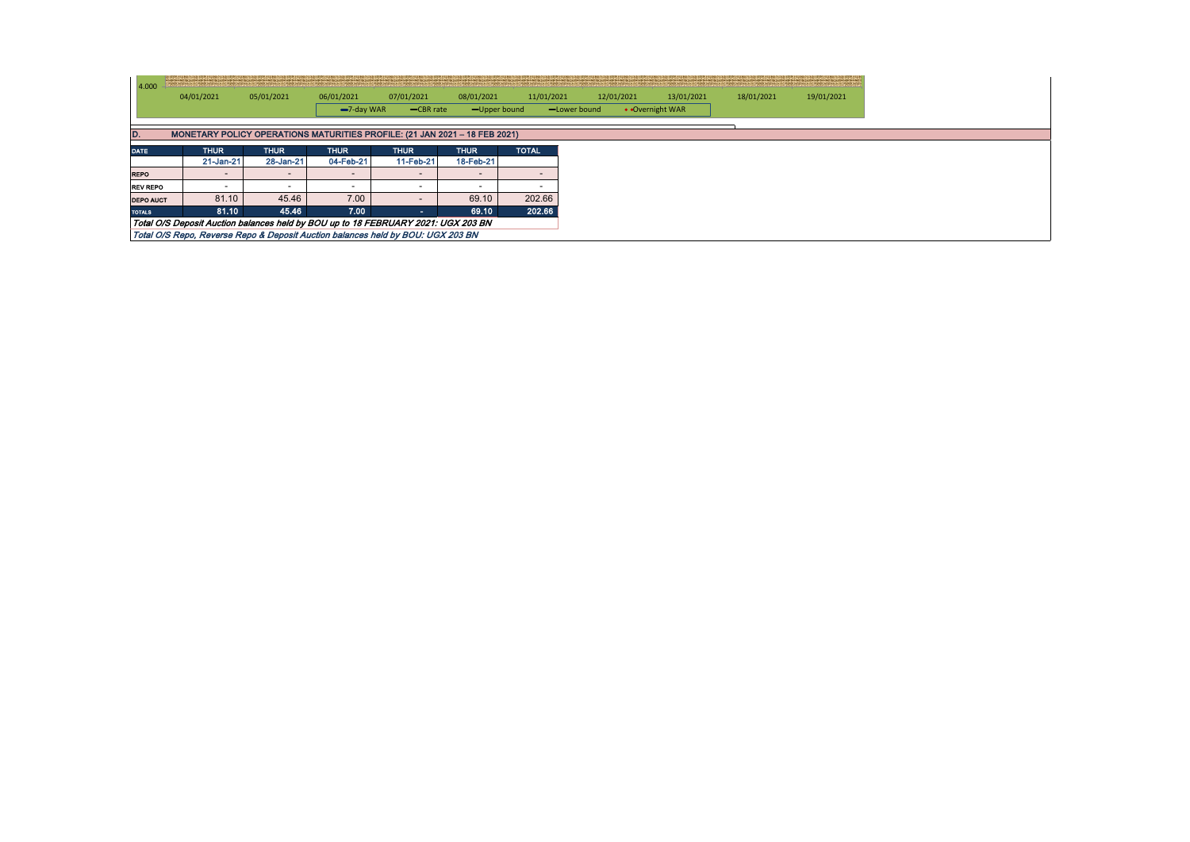4.000

04/01/2021 05/01/2021 06/01/2021 07/01/2021 08/01/2021 11/01/2021 12/01/2021 13/01/2021 18/01/2021 19/01/2021

7-day WAR — CBR rate — Upper bound — Lower bound — Overnight WAR

## D. MONETARY POLICY OPERATIONS MATURITIES PROFILE: (21 JAN 2021 – 18 FEB 2021)

| DATE | THUR | THUR | THUR | THUR | THUR | TOTAL |
|---|---|---|---|---|---|---|
| | 21-Jan-21 | 28-Jan-21 | 04-Feb-21 | 11-Feb-21 | 18-Feb-21 | |
| REPO | - | - | - | - | - | - |
| REV REPO | - | - | - | - | - | - |
| DEPO AUCT | 81.10 | 45.46 | 7.00 | - | 69.10 | 202.66 |
| TOTALS | 81.10 | 45.46 | 7.00 | - | 69.10 | 202.66 |

*Total O/S Deposit Auction balances held by BOU up to 18 FEBRUARY 2021: UGX 203 BN*

*Total O/S Repo, Reverse Repo & Deposit Auction balances held by BOU: UGX 203 BN*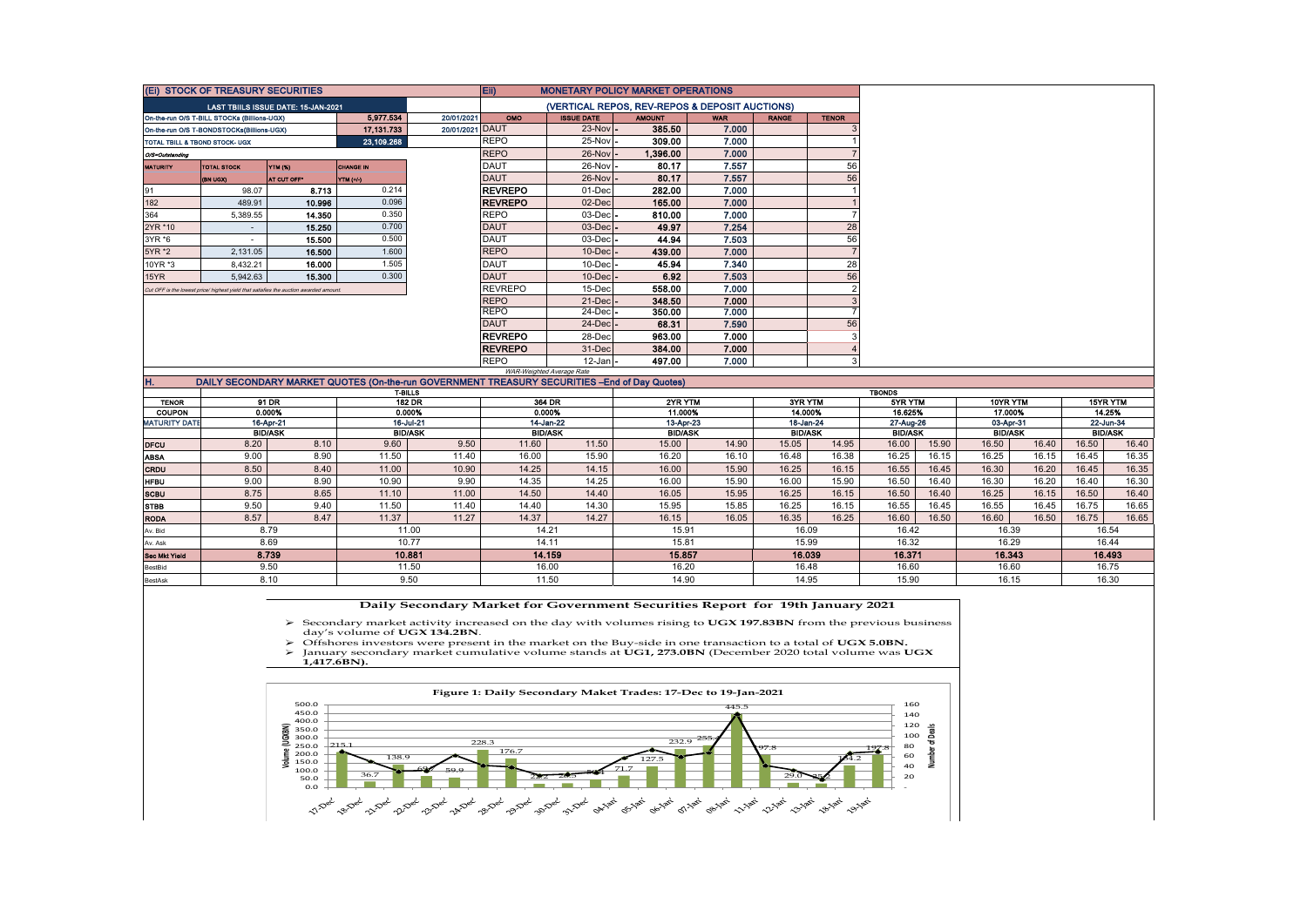## (Ei) STOCK OF TREASURY SECURITIES

| LAST TBIILS ISSUE DATE: 15-JAN-2021 | | | |
|---|---|---|---|
| On-the-run O/S T-BILL STOCKs (Billions-UGX) | | 5,977.534 | 20/01/2021 |
| On-the-run O/S T-BONDSTOCKs(Billions-UGX) | | 17,131.733 | 20/01/2021 |
| TOTAL TBILL & TBOND STOCK- UGX | | 23,109.268 | |

O/S=Outstanding

| MATURITY | TOTAL STOCK (BN UGX) | YTM (%) AT CUT OFF* | CHANGE IN YTM (+/-) |
|---|---|---|---|
| 91 | 98.07 | 8.713 | 0.214 |
| 182 | 489.91 | 10.996 | 0.096 |
| 364 | 5,389.55 | 14.350 | 0.350 |
| 2YR *10 | - | 15.250 | 0.700 |
| 3YR *6 | - | 15.500 | 0.500 |
| 5YR *2 | 2,131.05 | 16.500 | 1.600 |
| 10YR *3 | 8,432.21 | 16.000 | 1.505 |
| 15YR | 5,942.63 | 15.300 | 0.300 |

Cut OFF is the lowest price/ highest yield that satisfies the auction awarded amount.

## Eii) MONETARY POLICY MARKET OPERATIONS

(VERTICAL REPOS, REV-REPOS & DEPOSIT AUCTIONS)

| OMO | ISSUE DATE | AMOUNT | WAR | RANGE | TENOR |
|---|---|---|---|---|---|
| DAUT | 23-Nov | 385.50 | 7.000 | | 3 |
| REPO | 25-Nov | 309.00 | 7.000 | | 1 |
| REPO | 26-Nov | 1,396.00 | 7.000 | | 7 |
| DAUT | 26-Nov | 80.17 | 7.557 | | 56 |
| DAUT | 26-Nov | 80.17 | 7.557 | | 56 |
| REVREPO | 01-Dec | 282.00 | 7.000 | | 1 |
| REVREPO | 02-Dec | 165.00 | 7.000 | | 1 |
| REPO | 03-Dec | 810.00 | 7.000 | | 7 |
| DAUT | 03-Dec | 49.97 | 7.254 | | 28 |
| DAUT | 03-Dec | 44.94 | 7.503 | | 56 |
| REPO | 10-Dec | 439.00 | 7.000 | | 7 |
| DAUT | 10-Dec | 45.94 | 7.340 | | 28 |
| DAUT | 10-Dec | 6.92 | 7.503 | | 56 |
| REVREPO | 15-Dec | 558.00 | 7.000 | | 2 |
| REPO | 21-Dec | 348.50 | 7.000 | | 3 |
| REPO | 24-Dec | 350.00 | 7.000 | | 7 |
| DAUT | 24-Dec | 68.31 | 7.590 | | 56 |
| REVREPO | 28-Dec | 963.00 | 7.000 | | 3 |
| REVREPO | 31-Dec | 384.00 | 7.000 | | 4 |
| REPO | 12-Jan | 497.00 | 7.000 | | 3 |

WAR-Weighted Average Rate

## H. DAILY SECONDARY MARKET QUOTES (On-the-run GOVERNMENT TREASURY SECURITIES –End of Day Quotes)

| | T-BILLS | | | | | | TBONDS | | | | | | | | | |
|---|---|---|---|---|---|---|---|---|---|---|---|---|---|---|---|---|
| TENOR | 91 DR | | 182 DR | | 364 DR | | 2YR YTM | | 3YR YTM | | 5YR YTM | | 10YR YTM | | 15YR YTM | |
| COUPON | 0.000% | | 0.000% | | 0.000% | | 11.000% | | 14.000% | | 16.625% | | 17.000% | | 14.25% | |
| MATURITY DATE | 16-Apr-21 | | 16-Jul-21 | | 14-Jan-22 | | 13-Apr-23 | | 18-Jan-24 | | 27-Aug-26 | | 03-Apr-31 | | 22-Jun-34 | |
| | BID/ASK | | BID/ASK | | BID/ASK | | BID/ASK | | BID/ASK | | BID/ASK | | BID/ASK | | BID/ASK | |
| DFCU | 8.20 | 8.10 | 9.60 | 9.50 | 11.60 | 11.50 | 15.00 | 14.90 | 15.05 | 14.95 | 16.00 | 15.90 | 16.50 | 16.40 | 16.50 | 16.40 |
| ABSA | 9.00 | 8.90 | 11.50 | 11.40 | 16.00 | 15.90 | 16.20 | 16.10 | 16.48 | 16.38 | 16.25 | 16.15 | 16.25 | 16.15 | 16.45 | 16.35 |
| CRDU | 8.50 | 8.40 | 11.00 | 10.90 | 14.25 | 14.15 | 16.00 | 15.90 | 16.25 | 16.15 | 16.55 | 16.45 | 16.30 | 16.20 | 16.45 | 16.35 |
| HFBU | 9.00 | 8.90 | 10.90 | 9.90 | 14.35 | 14.25 | 16.00 | 15.90 | 16.00 | 15.90 | 16.50 | 16.40 | 16.30 | 16.20 | 16.40 | 16.30 |
| SCBU | 8.75 | 8.65 | 11.10 | 11.00 | 14.50 | 14.40 | 16.05 | 15.95 | 16.25 | 16.15 | 16.50 | 16.40 | 16.25 | 16.15 | 16.50 | 16.40 |
| STBB | 9.50 | 9.40 | 11.50 | 11.40 | 14.40 | 14.30 | 15.95 | 15.85 | 16.25 | 16.15 | 16.55 | 16.45 | 16.55 | 16.45 | 16.75 | 16.65 |
| RODA | 8.57 | 8.47 | 11.37 | 11.27 | 14.37 | 14.27 | 16.15 | 16.05 | 16.35 | 16.25 | 16.60 | 16.50 | 16.60 | 16.50 | 16.75 | 16.65 |
| Av. Bid | 8.79 | | 11.00 | | 14.21 | | 15.91 | | 16.09 | | 16.42 | | 16.39 | | 16.54 | |
| Av. Ask | 8.69 | | 10.77 | | 14.11 | | 15.81 | | 15.99 | | 16.32 | | 16.29 | | 16.44 | |
| Sec Mkt Yield | 8.739 | | 10.881 | | 14.159 | | 15.857 | | 16.039 | | 16.371 | | 16.343 | | 16.493 | |
| BestBid | 9.50 | | 11.50 | | 16.00 | | 16.20 | | 16.48 | | 16.60 | | 16.60 | | 16.75 | |
| BestAsk | 8.10 | | 9.50 | | 11.50 | | 14.90 | | 14.95 | | 15.90 | | 16.15 | | 16.30 | |

### Daily Secondary Market for Government Securities Report for 19th January 2021

- Secondary market activity increased on the day with volumes rising to **UGX 197.83BN** from the previous business day's volume of **UGX 134.2BN**.
- Offshores investors were present in the market on the Buy-side in one transaction to a total of **UGX 5.0BN.**
- January secondary market cumulative volume stands at **UG1, 273.0BN** (December 2020 total volume was **UGX 1,417.6BN**).

**Figure 1: Daily Secondary Maket Trades: 17-Dec to 19-Jan-2021**

| Date | Volume (UGXBN) |
|---|---|
| 17-Dec | 215.1 |
| 18-Dec | 36.7 |
| 21-Dec | 138.9 |
| 22-Dec | 69.7 |
| 23-Dec | 59.9 |
| 24-Dec | 228.3 |
| 28-Dec | 176.7 |
| 29-Dec | 23.2 |
| 30-Dec | 28.3 |
| 31-Dec | 50.4 |
| 04-Jan | 71.7 |
| 05-Jan | 127.5 |
| 06-Jan | 232.9 |
| 07-Jan | 255.4 |
| 08-Jan | 445.5 |
| 11-Jan | 197.8 |
| 12-Jan | 29.0 |
| 13-Jan | 25.2 |
| 18-Jan | 134.2 |
| 19-Jan | 197.8 |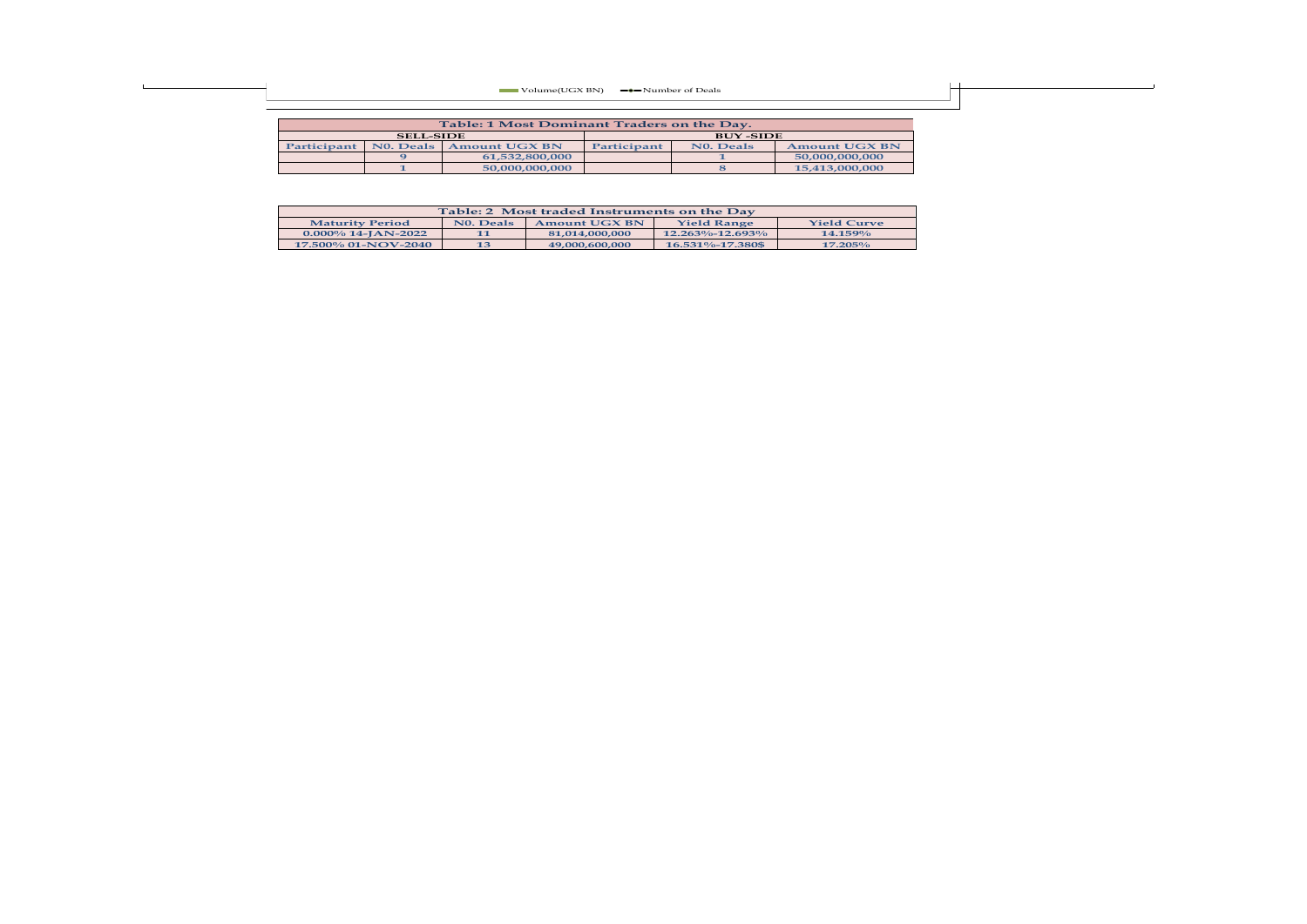Volume(UGX BN) Number of Deals

| Table: 1 Most Dominant Traders on the Day. | | | | | |
|---|---|---|---|---|---|
| SELL-SIDE | | | BUY -SIDE | | |
| Participant | N0. Deals | Amount UGX BN | Participant | N0. Deals | Amount UGX BN |
| | 9 | 61,532,800,000 | | 1 | 50,000,000,000 |
| | 1 | 50,000,000,000 | | 8 | 15,413,000,000 |

| Table: 2 Most traded Instruments on the Day | | | | |
|---|---|---|---|---|
| Maturity Period | N0. Deals | Amount UGX BN | Yield Range | Yield Curve |
| 0.000% 14-JAN-2022 | 11 | 81,014,000,000 | 12.263%-12.693% | 14.159% |
| 17.500% 01-NOV-2040 | 13 | 49,000,600,000 | 16.531%-17.380$ | 17.205% |